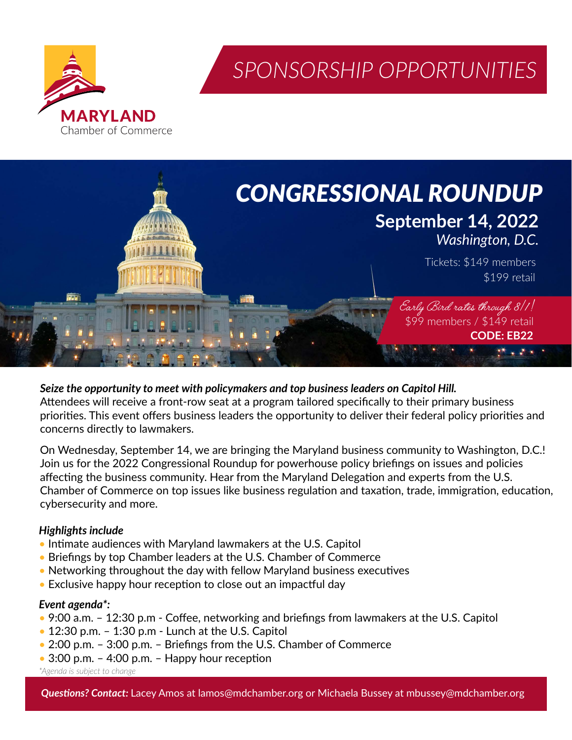MARYLAND
Chamber of Commerce

# SPONSORSHIP OPPORTUNITIES

## CONGRESSIONAL ROUNDUP

**September 14, 2022**
*Washington, D.C.*

Tickets: $149 members
$199 retail

*Early Bird rates through 8/1!*
$99 members / $149 retail
**CODE: EB22**

***Seize the opportunity to meet with policymakers and top business leaders on Capitol Hill.***
Attendees will receive a front-row seat at a program tailored specifically to their primary business priorities. This event offers business leaders the opportunity to deliver their federal policy priorities and concerns directly to lawmakers.

On Wednesday, September 14, we are bringing the Maryland business community to Washington, D.C.! Join us for the 2022 Congressional Roundup for powerhouse policy briefings on issues and policies affecting the business community. Hear from the Maryland Delegation and experts from the U.S. Chamber of Commerce on top issues like business regulation and taxation, trade, immigration, education, cybersecurity and more.

***Highlights include***

- Intimate audiences with Maryland lawmakers at the U.S. Capitol
- Briefings by top Chamber leaders at the U.S. Chamber of Commerce
- Networking throughout the day with fellow Maryland business executives
- Exclusive happy hour reception to close out an impactful day

***Event agenda*:***

- 9:00 a.m. – 12:30 p.m - Coffee, networking and briefings from lawmakers at the U.S. Capitol
- 12:30 p.m. – 1:30 p.m - Lunch at the U.S. Capitol
- 2:00 p.m. – 3:00 p.m. – Briefings from the U.S. Chamber of Commerce
- 3:00 p.m. – 4:00 p.m. – Happy hour reception

*\*Agenda is subject to change*

***Questions? Contact:*** Lacey Amos at lamos@mdchamber.org or Michaela Bussey at mbussey@mdchamber.org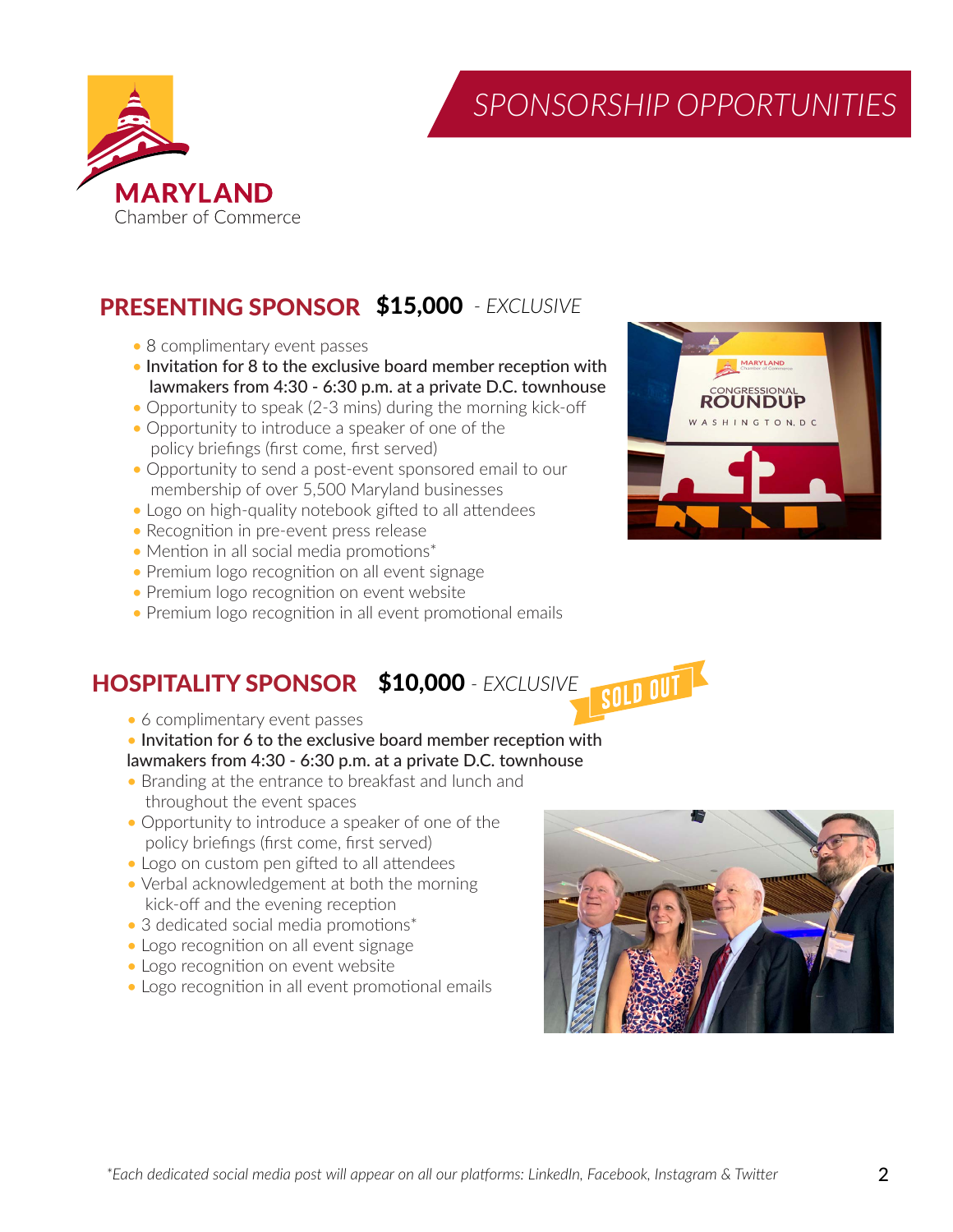# SPONSORSHIP OPPORTUNITIES

**MARYLAND** Chamber of Commerce

## PRESENTING SPONSOR **$15,000** - *EXCLUSIVE*

- 8 complimentary event passes
- Invitation for 8 to the exclusive board member reception with lawmakers from 4:30 - 6:30 p.m. at a private D.C. townhouse
- Opportunity to speak (2-3 mins) during the morning kick-off
- Opportunity to introduce a speaker of one of the policy briefings (first come, first served)
- Opportunity to send a post-event sponsored email to our membership of over 5,500 Maryland businesses
- Logo on high-quality notebook gifted to all attendees
- Recognition in pre-event press release
- Mention in all social media promotions*
- Premium logo recognition on all event signage
- Premium logo recognition on event website
- Premium logo recognition in all event promotional emails

## HOSPITALITY SPONSOR **$10,000** - *EXCLUSIVE* SOLD OUT

- 6 complimentary event passes
- Invitation for 6 to the exclusive board member reception with lawmakers from 4:30 - 6:30 p.m. at a private D.C. townhouse
- Branding at the entrance to breakfast and lunch and throughout the event spaces
- Opportunity to introduce a speaker of one of the policy briefings (first come, first served)
- Logo on custom pen gifted to all attendees
- Verbal acknowledgement at both the morning kick-off and the evening reception
- 3 dedicated social media promotions*
- Logo recognition on all signage
- Logo recognition on event website
- Logo recognition in all event promotional emails

*\*Each dedicated social media post will appear on all our platforms: LinkedIn, Facebook, Instagram & Twitter*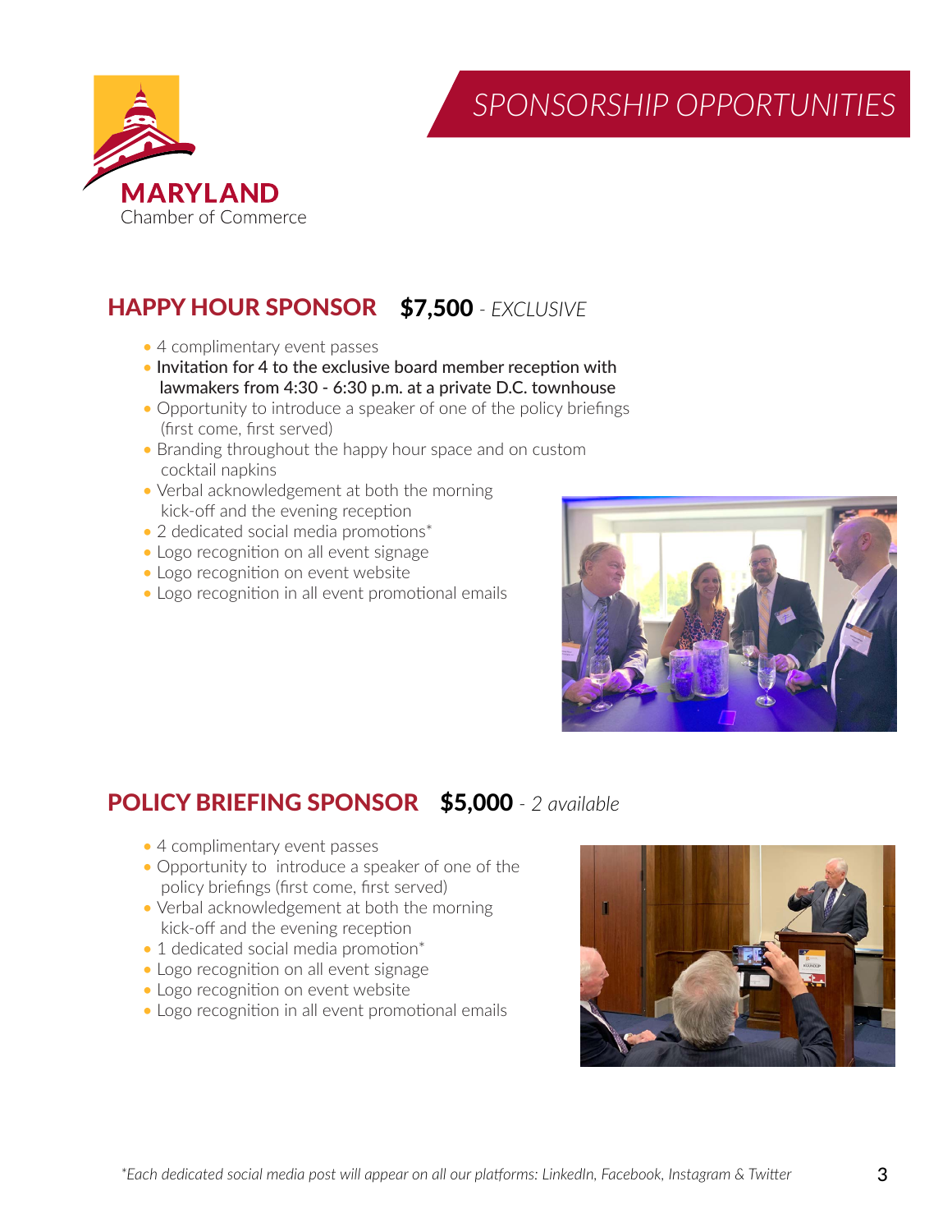MARYLAND
Chamber of Commerce

# SPONSORSHIP OPPORTUNITIES

## HAPPY HOUR SPONSOR **$7,500** - *EXCLUSIVE*

- 4 complimentary event passes
- Invitation for 4 to the exclusive board member reception with lawmakers from 4:30 - 6:30 p.m. at a private D.C. townhouse
- Opportunity to introduce a speaker of one of the policy briefings (first come, first served)
- Branding throughout the happy hour space and on custom cocktail napkins
- Verbal acknowledgement at both the morning kick-off and the evening reception
- 2 dedicated social media promotions*
- Logo recognition on all event signage
- Logo recognition on event website
- Logo recognition in all event promotional emails

## POLICY BRIEFING SPONSOR **$5,000** - *2 available*

- 4 complimentary event passes
- Opportunity to introduce a speaker of one of the policy briefings (first come, first served)
- Verbal acknowledgement at both the morning kick-off and the evening reception
- 1 dedicated social media promotion*
- Logo recognition on all event signage
- Logo recognition on event website
- Logo recognition in all event promotional emails

*\*Each dedicated social media post will appear on all our platforms: LinkedIn, Facebook, Instagram & Twitter*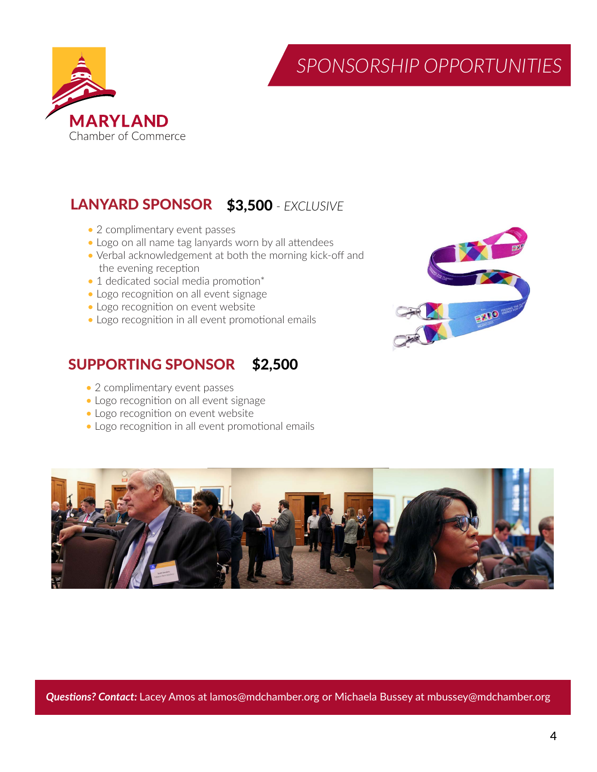MARYLAND
Chamber of Commerce

# SPONSORSHIP OPPORTUNITIES

## LANYARD SPONSOR **$3,500** - *EXCLUSIVE*

- 2 complimentary event passes
- Logo on all name tag lanyards worn by all attendees
- Verbal acknowledgement at both the morning kick-off and the evening reception
- 1 dedicated social media promotion*
- Logo recognition on all event signage
- Logo recognition on event website
- Logo recognition in all event promotional emails

## SUPPORTING SPONSOR **$2,500**

- 2 complimentary event passes
- Logo recognition on all event signage
- Logo recognition on event website
- Logo recognition in all event promotional emails

***Questions? Contact:*** Lacey Amos at lamos@mdchamber.org or Michaela Bussey at mbussey@mdchamber.org